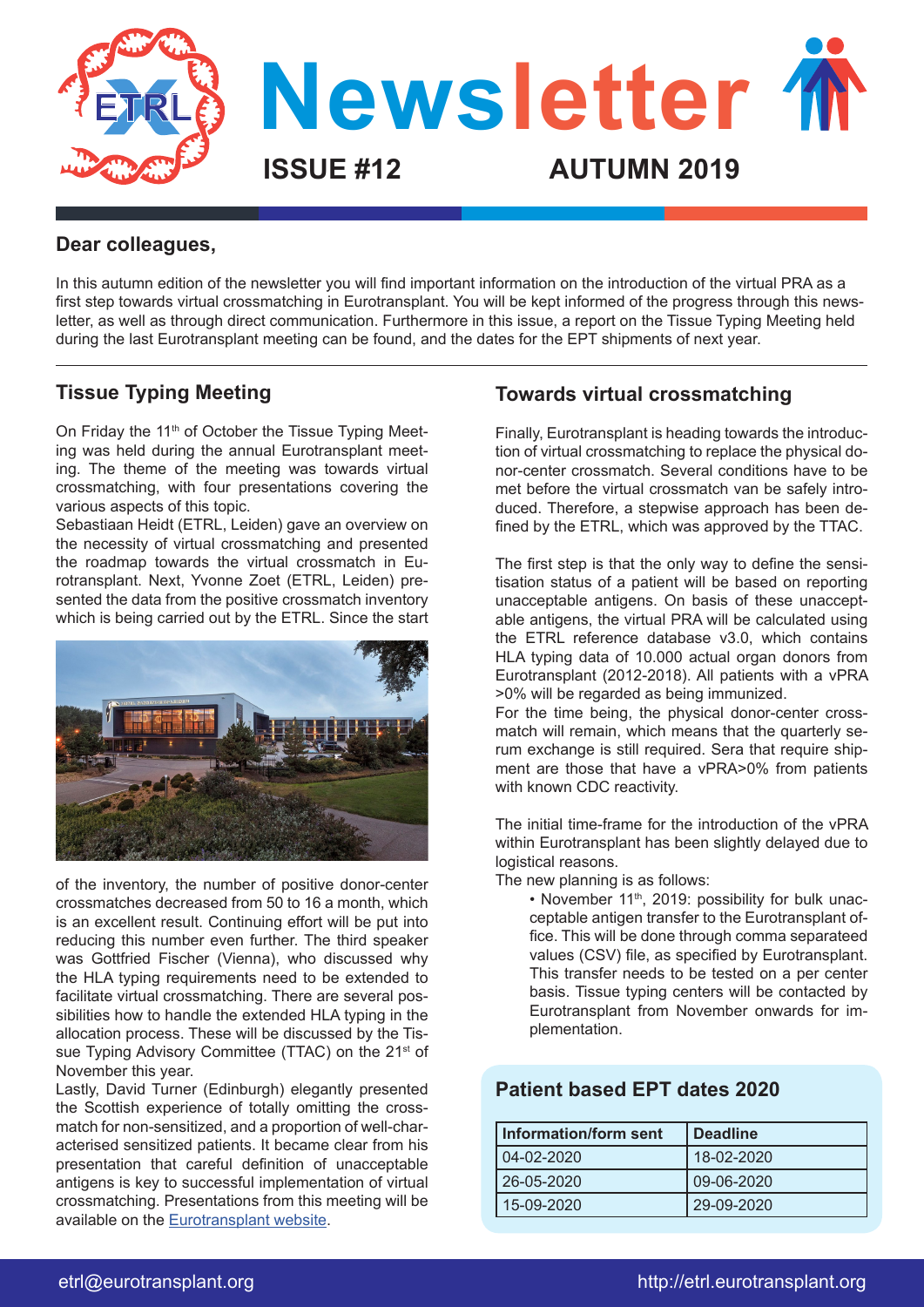# Newsletter

**ISSUE #12** **AUTUMN 2019**

## Dear colleagues,

In this autumn edition of the newsletter you will find important information on the introduction of the virtual PRA as a first step towards virtual crossmatching in Eurotransplant. You will be kept informed of the progress through this newsletter, as well as through direct communication. Furthermore in this issue, a report on the Tissue Typing Meeting held during the last Eurotransplant meeting can be found, and the dates for the EPT shipments of next year.

## Tissue Typing Meeting

On Friday the 11th of October the Tissue Typing Meeting was held during the annual Eurotransplant meeting. The theme of the meeting was towards virtual crossmatching, with four presentations covering the various aspects of this topic.
Sebastiaan Heidt (ETRL, Leiden) gave an overview on the necessity of virtual crossmatching and presented the roadmap towards the virtual crossmatch in Eurotransplant. Next, Yvonne Zoet (ETRL, Leiden) presented the data from the positive crossmatch inventory which is being carried out by the ETRL. Since the start of the inventory, the number of positive donor-center crossmatches decreased from 50 to 16 a month, which is an excellent result. Continuing effort will be put into reducing this number even further. The third speaker was Gottfried Fischer (Vienna), who discussed why the HLA typing requirements need to be extended to facilitate virtual crossmatching. There are several possibilities how to handle the extended HLA typing in the allocation process. These will be discussed by the Tissue Typing Advisory Committee (TTAC) on the 21st of November this year.
Lastly, David Turner (Edinburgh) elegantly presented the Scottish experience of totally omitting the crossmatch for non-sensitized, and a proportion of well-characterised sensitized patients. It became clear from his presentation that careful definition of unacceptable antigens is key to successful implementation of virtual crossmatching. Presentations from this meeting will be available on the Eurotransplant website.

## Towards virtual crossmatching

Finally, Eurotransplant is heading towards the introduction of virtual crossmatching to replace the physical donor-center crossmatch. Several conditions have to be met before the virtual crossmatch van be safely introduced. Therefore, a stepwise approach has been defined by the ETRL, which was approved by the TTAC.

The first step is that the only way to define the sensitisation status of a patient will be based on reporting unacceptable antigens. On basis of these unacceptable antigens, the virtual PRA will be calculated using the ETRL reference database v3.0, which contains HLA typing data of 10.000 actual organ donors from Eurotransplant (2012-2018). All patients with a vPRA >0% will be regarded as being immunized.
For the time being, the physical donor-center crossmatch will remain, which means that the quarterly serum exchange is still required. Sera that require shipment are those that have a vPRA>0% from patients with known CDC reactivity.

The initial time-frame for the introduction of the vPRA within Eurotransplant has been slightly delayed due to logistical reasons.
The new planning is as follows:

- November 11th, 2019: possibility for bulk unacceptable antigen transfer to the Eurotransplant office. This will be done through comma separateed values (CSV) file, as specified by Eurotransplant. This transfer needs to be tested on a per center basis. Tissue typing centers will be contacted by Eurotransplant from November onwards for implementation.

## Patient based EPT dates 2020

| Information/form sent | Deadline |
|---|---|
| 04-02-2020 | 18-02-2020 |
| 26-05-2020 | 09-06-2020 |
| 15-09-2020 | 29-09-2020 |

etrl@eurotransplant.org http://etrl.eurotransplant.org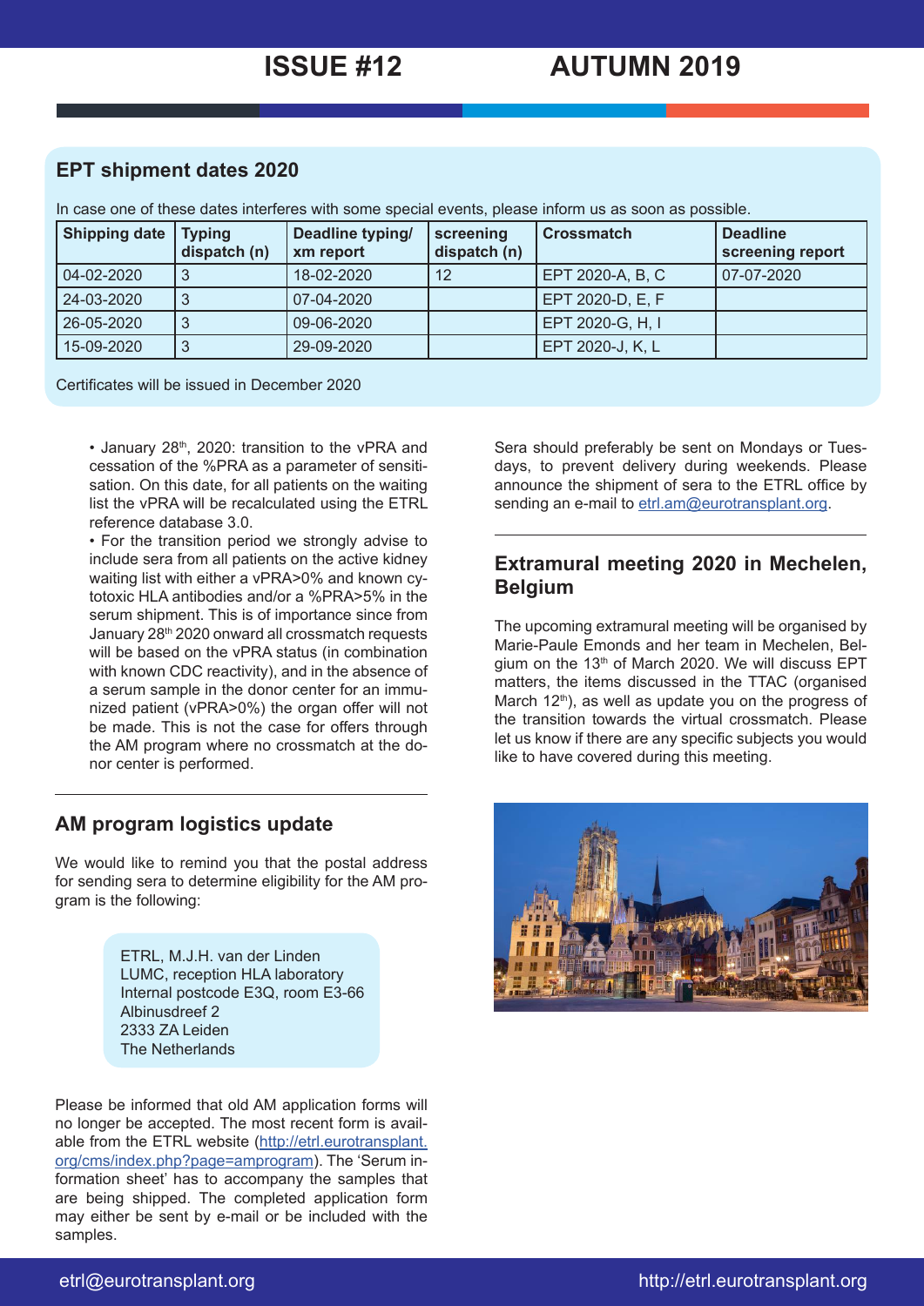## EPT shipment dates 2020

In case one of these dates interferes with some special events, please inform us as soon as possible.

| Shipping date | Typing dispatch (n) | Deadline typing/ xm report | screening dispatch (n) | Crossmatch | Deadline screening report |
|---|---|---|---|---|---|
| 04-02-2020 | 3 | 18-02-2020 | 12 | EPT 2020-A, B, C | 07-07-2020 |
| 24-03-2020 | 3 | 07-04-2020 | | EPT 2020-D, E, F | |
| 26-05-2020 | 3 | 09-06-2020 | | EPT 2020-G, H, I | |
| 15-09-2020 | 3 | 29-09-2020 | | EPT 2020-J, K, L | |

Certificates will be issued in December 2020

- January 28th, 2020: transition to the vPRA and cessation of the %PRA as a parameter of sensitisation. On this date, for all patients on the waiting list the vPRA will be recalculated using the ETRL reference database 3.0.
- For the transition period we strongly advise to include sera from all patients on the active kidney waiting list with either a vPRA>0% and known cytotoxic HLA antibodies and/or a %PRA>5% in the serum shipment. This is of importance since from January 28th 2020 onward all crossmatch requests will be based on the vPRA status (in combination with known CDC reactivity), and in the absence of a serum sample in the donor center for an immunized patient (vPRA>0%) the organ offer will not be made. This is not the case for offers through the AM program where no crossmatch at the donor center is performed.

## AM program logistics update

We would like to remind you that the postal address for sending sera to determine eligibility for the AM program is the following:

ETRL, M.J.H. van der Linden
LUMC, reception HLA laboratory
Internal postcode E3Q, room E3-66
Albinusdreef 2
2333 ZA Leiden
The Netherlands

Please be informed that old AM application forms will no longer be accepted. The most recent form is available from the ETRL website (http://etrl.eurotransplant.org/cms/index.php?page=amprogram). The 'Serum information sheet' has to accompany the samples that are being shipped. The completed application form may either be sent by e-mail or be included with the samples.

Sera should preferably be sent on Mondays or Tuesdays, to prevent delivery during weekends. Please announce the shipment of sera to the ETRL office by sending an e-mail to etrl.am@eurotransplant.org.

## Extramural meeting 2020 in Mechelen, Belgium

The upcoming extramural meeting will be organised by Marie-Paule Emonds and her team in Mechelen, Belgium on the 13th of March 2020. We will discuss EPT matters, the items discussed in the TTAC (organised March 12th), as well as update you on the progress of the transition towards the virtual crossmatch. Please let us know if there are any specific subjects you would like to have covered during this meeting.